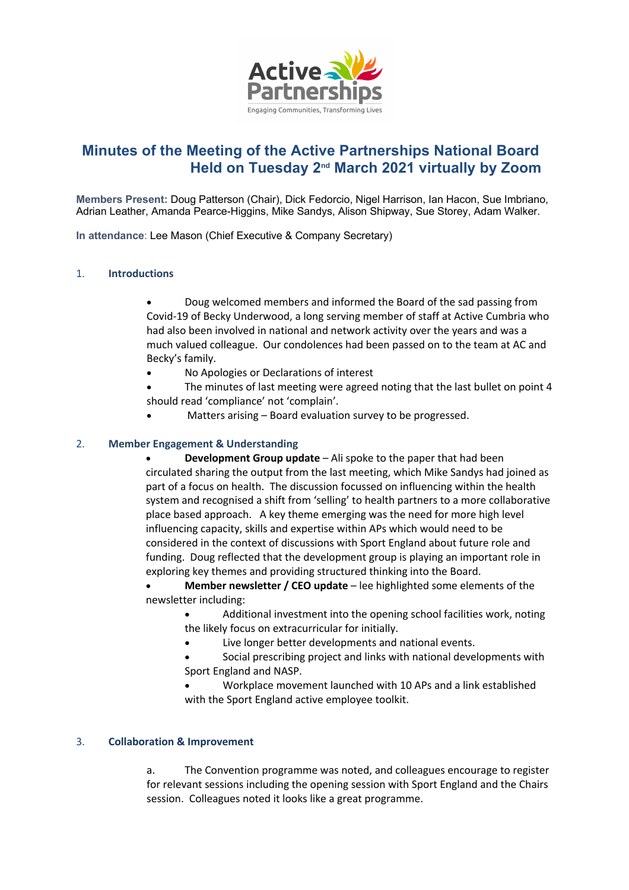# Minutes of the Meeting of the Active Partnerships National Board Held on Tuesday 2nd March 2021 virtually by Zoom

**Members Present:** Doug Patterson (Chair), Dick Fedorcio, Nigel Harrison, Ian Hacon, Sue Imbriano, Adrian Leather, Amanda Pearce-Higgins, Mike Sandys, Alison Shipway, Sue Storey, Adam Walker.

**In attendance**: Lee Mason (Chief Executive & Company Secretary)

## 1. Introductions

- Doug welcomed members and informed the Board of the sad passing from Covid-19 of Becky Underwood, a long serving member of staff at Active Cumbria who had also been involved in national and network activity over the years and was a much valued colleague. Our condolences had been passed on to the team at AC and Becky's family.
- No Apologies or Declarations of interest
- The minutes of last meeting were agreed noting that the last bullet on point 4 should read 'compliance' not 'complain'.
- Matters arising – Board evaluation survey to be progressed.

## 2. Member Engagement & Understanding

- **Development Group update** – Ali spoke to the paper that had been circulated sharing the output from the last meeting, which Mike Sandys had joined as part of a focus on health. The discussion focussed on influencing within the health system and recognised a shift from 'selling' to health partners to a more collaborative place based approach. A key theme emerging was the need for more high level influencing capacity, skills and expertise within APs which would need to be considered in the context of discussions with Sport England about future role and funding. Doug reflected that the development group is playing an important role in exploring key themes and providing structured thinking into the Board.
- **Member newsletter / CEO update** – lee highlighted some elements of the newsletter including:
  - Additional investment into the opening school facilities work, noting the likely focus on extracurricular for initially.
  - Live longer better developments and national events.
  - Social prescribing project and links with national developments with Sport England and NASP.
  - Workplace movement launched with 10 APs and a link established with the Sport England active employee toolkit.

## 3. Collaboration & Improvement

a. The Convention programme was noted, and colleagues encourage to register for relevant sessions including the opening session with Sport England and the Chairs session. Colleagues noted it looks like a great programme.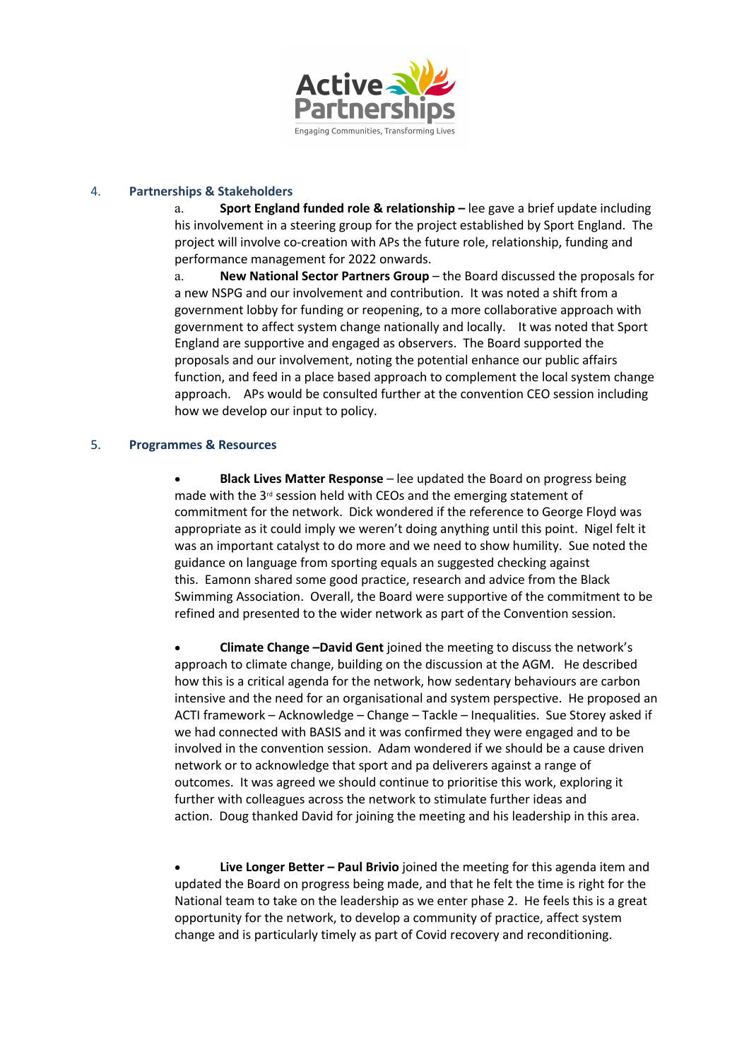## 4. Partnerships & Stakeholders

a. **Sport England funded role & relationship –** lee gave a brief update including his involvement in a steering group for the project established by Sport England. The project will involve co-creation with APs the future role, relationship, funding and performance management for 2022 onwards.

a. **New National Sector Partners Group** – the Board discussed the proposals for a new NSPG and our involvement and contribution. It was noted a shift from a government lobby for funding or reopening, to a more collaborative approach with government to affect system change nationally and locally. It was noted that Sport England are supportive and engaged as observers. The Board supported the proposals and our involvement, noting the potential enhance our public affairs function, and feed in a place based approach to complement the local system change approach. APs would be consulted further at the convention CEO session including how we develop our input to policy.

## 5. Programmes & Resources

- **Black Lives Matter Response** – lee updated the Board on progress being made with the 3rd session held with CEOs and the emerging statement of commitment for the network. Dick wondered if the reference to George Floyd was appropriate as it could imply we weren't doing anything until this point. Nigel felt it was an important catalyst to do more and we need to show humility. Sue noted the guidance on language from sporting equals an suggested checking against this. Eamonn shared some good practice, research and advice from the Black Swimming Association. Overall, the Board were supportive of the commitment to be refined and presented to the wider network as part of the Convention session.

- **Climate Change –David Gent** joined the meeting to discuss the network's approach to climate change, building on the discussion at the AGM. He described how this is a critical agenda for the network, how sedentary behaviours are carbon intensive and the need for an organisational and system perspective. He proposed an ACTI framework – Acknowledge – Change – Tackle – Inequalities. Sue Storey asked if we had connected with BASIS and it was confirmed they were engaged and to be involved in the convention session. Adam wondered if we should be a cause driven network or to acknowledge that sport and pa deliverers against a range of outcomes. It was agreed we should continue to prioritise this work, exploring it further with colleagues across the network to stimulate further ideas and action. Doug thanked David for joining the meeting and his leadership in this area.

- **Live Longer Better – Paul Brivio** joined the meeting for this agenda item and updated the Board on progress being made, and that he felt the time is right for the National team to take on the leadership as we enter phase 2. He feels this is a great opportunity for the network, to develop a community of practice, affect system change and is particularly timely as part of Covid recovery and reconditioning.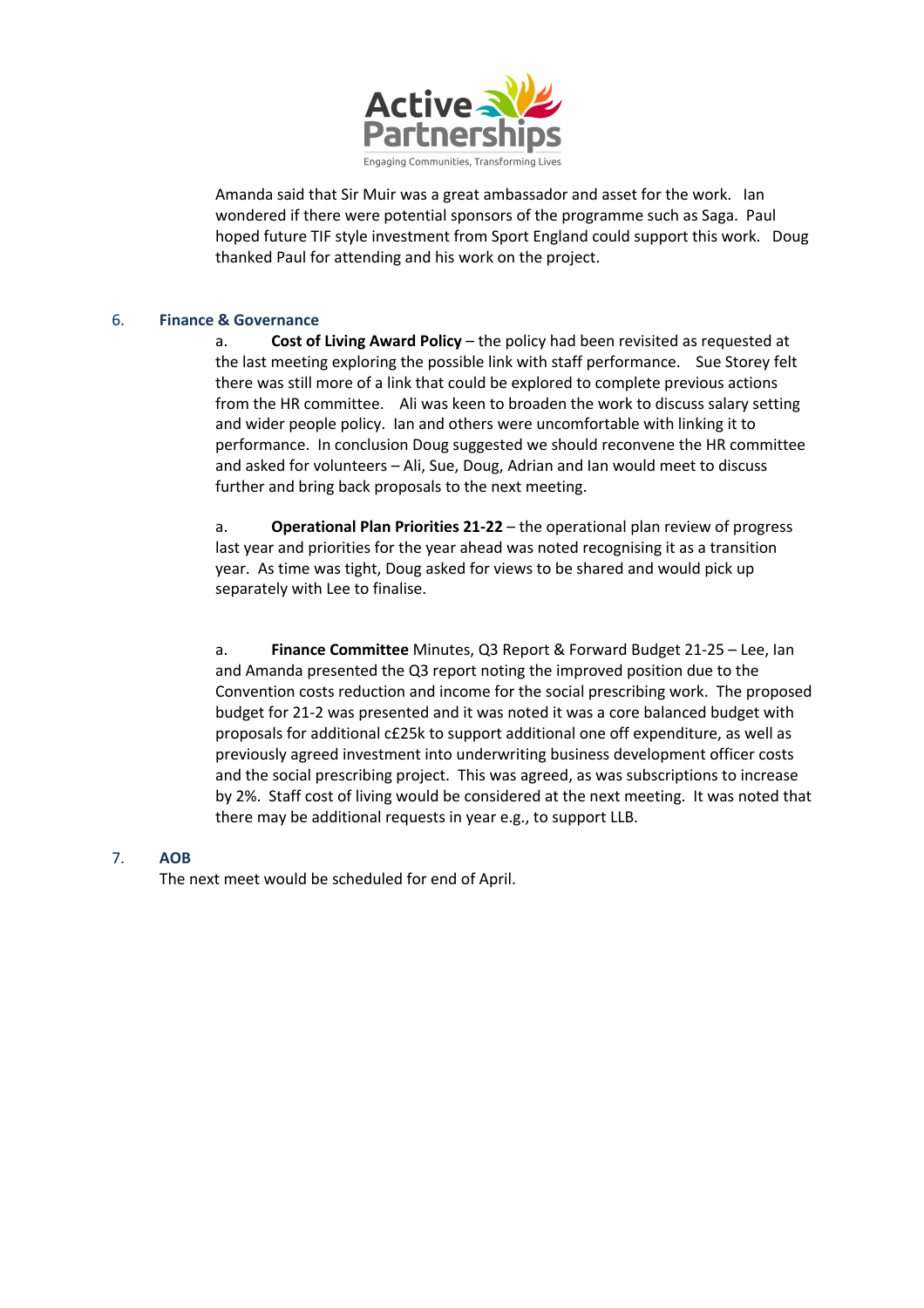Amanda said that Sir Muir was a great ambassador and asset for the work. Ian wondered if there were potential sponsors of the programme such as Saga. Paul hoped future TIF style investment from Sport England could support this work. Doug thanked Paul for attending and his work on the project.

## 6. Finance & Governance

a. **Cost of Living Award Policy** – the policy had been revisited as requested at the last meeting exploring the possible link with staff performance. Sue Storey felt there was still more of a link that could be explored to complete previous actions from the HR committee. Ali was keen to broaden the work to discuss salary setting and wider people policy. Ian and others were uncomfortable with linking it to performance. In conclusion Doug suggested we should reconvene the HR committee and asked for volunteers – Ali, Sue, Doug, Adrian and Ian would meet to discuss further and bring back proposals to the next meeting.

a. **Operational Plan Priorities 21-22** – the operational plan review of progress last year and priorities for the year ahead was noted recognising it as a transition year. As time was tight, Doug asked for views to be shared and would pick up separately with Lee to finalise.

a. **Finance Committee** Minutes, Q3 Report & Forward Budget 21-25 – Lee, Ian and Amanda presented the Q3 report noting the improved position due to the Convention costs reduction and income for the social prescribing work. The proposed budget for 21-2 was presented and it was noted it was a core balanced budget with proposals for additional c£25k to support additional one off expenditure, as well as previously agreed investment into underwriting business development officer costs and the social prescribing project. This was agreed, as was subscriptions to increase by 2%. Staff cost of living would be considered at the next meeting. It was noted that there may be additional requests in year e.g., to support LLB.

## 7. AOB

The next meet would be scheduled for end of April.